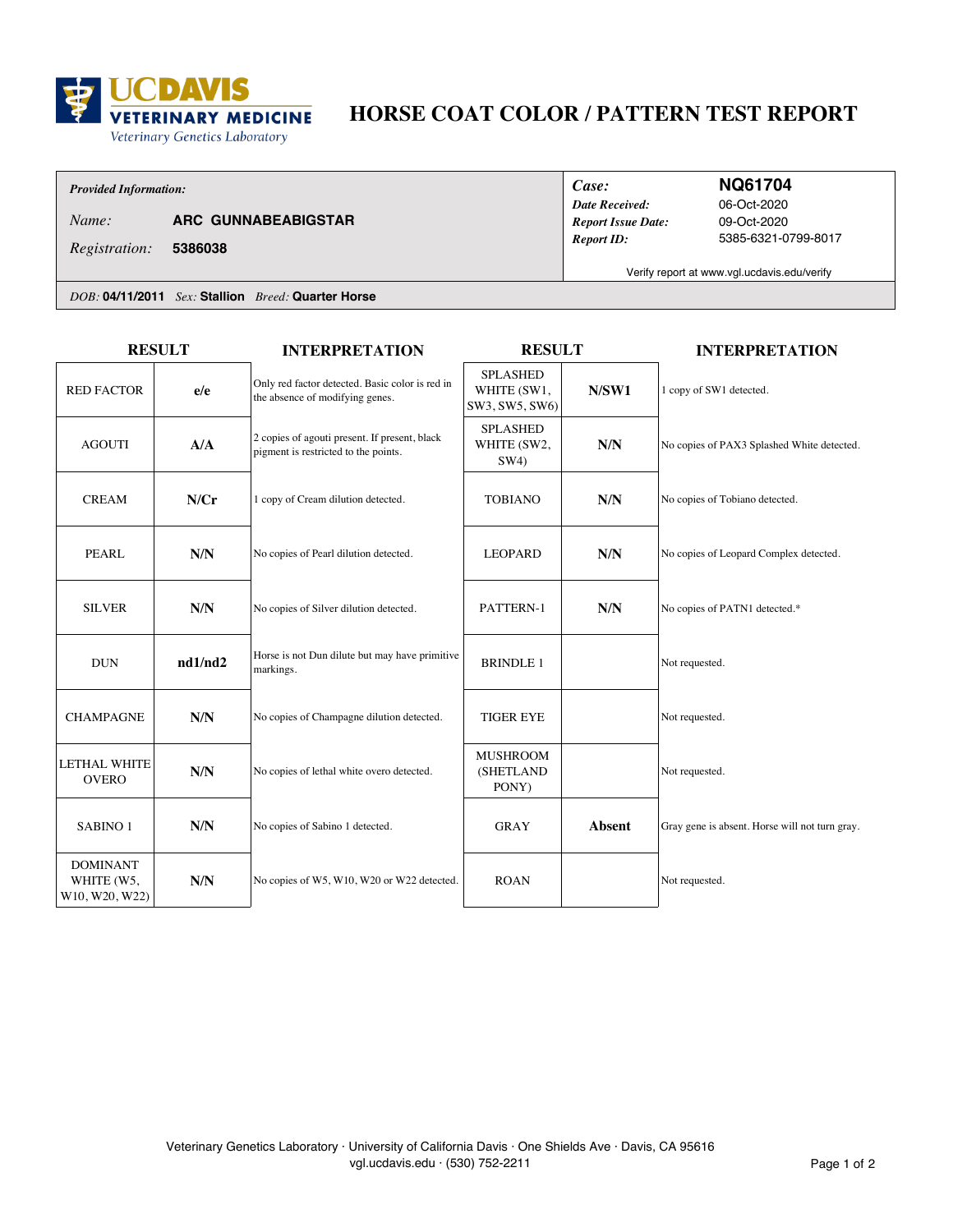# HORSE COAT COLOR / PATTERN TEST REPORT

UC DAVIS VETERINARY MEDICINE
Veterinary Genetics Laboratory

| *Provided Information:* | | *Case:* | **NQ61704** |
|---|---|---|---|
| *Name:* | **ARC GUNNABEABIGSTAR** | *Date Received:* | 06-Oct-2020 |
| *Registration:* | **5386038** | *Report Issue Date:* | 09-Oct-2020 |
| | | *Report ID:* | 5385-6321-0799-8017 |

Verify report at www.vgl.ucdavis.edu/verify

*DOB:* **04/11/2011** *Sex:* **Stallion** *Breed:* **Quarter Horse**

| RESULT | | INTERPRETATION | RESULT | | INTERPRETATION |
|---|---|---|---|---|---|
| RED FACTOR | **e/e** | Only red factor detected. Basic color is red in the absence of modifying genes. | SPLASHED WHITE (SW1, SW3, SW5, SW6) | **N/SW1** | 1 copy of SW1 detected. |
| AGOUTI | **A/A** | 2 copies of agouti present. If present, black pigment is restricted to the points. | SPLASHED WHITE (SW2, SW4) | **N/N** | No copies of PAX3 Splashed White detected. |
| CREAM | **N/Cr** | 1 copy of Cream dilution detected. | TOBIANO | **N/N** | No copies of Tobiano detected. |
| PEARL | **N/N** | No copies of Pearl dilution detected. | LEOPARD | **N/N** | No copies of Leopard Complex detected. |
| SILVER | **N/N** | No copies of Silver dilution detected. | PATTERN-1 | **N/N** | No copies of PATN1 detected.* |
| DUN | **nd1/nd2** | Horse is not Dun dilute but may have primitive markings. | BRINDLE 1 | | Not requested. |
| CHAMPAGNE | **N/N** | No copies of Champagne dilution detected. | TIGER EYE | | Not requested. |
| LETHAL WHITE OVERO | **N/N** | No copies of lethal white overo detected. | MUSHROOM (SHETLAND PONY) | | Not requested. |
| SABINO 1 | **N/N** | No copies of Sabino 1 detected. | GRAY | **Absent** | Gray gene is absent. Horse will not turn gray. |
| DOMINANT WHITE (W5, W10, W20, W22) | **N/N** | No copies of W5, W10, W20 or W22 detected. | ROAN | | Not requested. |

Veterinary Genetics Laboratory · University of California Davis · One Shields Ave · Davis, CA 95616
vgl.ucdavis.edu · (530) 752-2211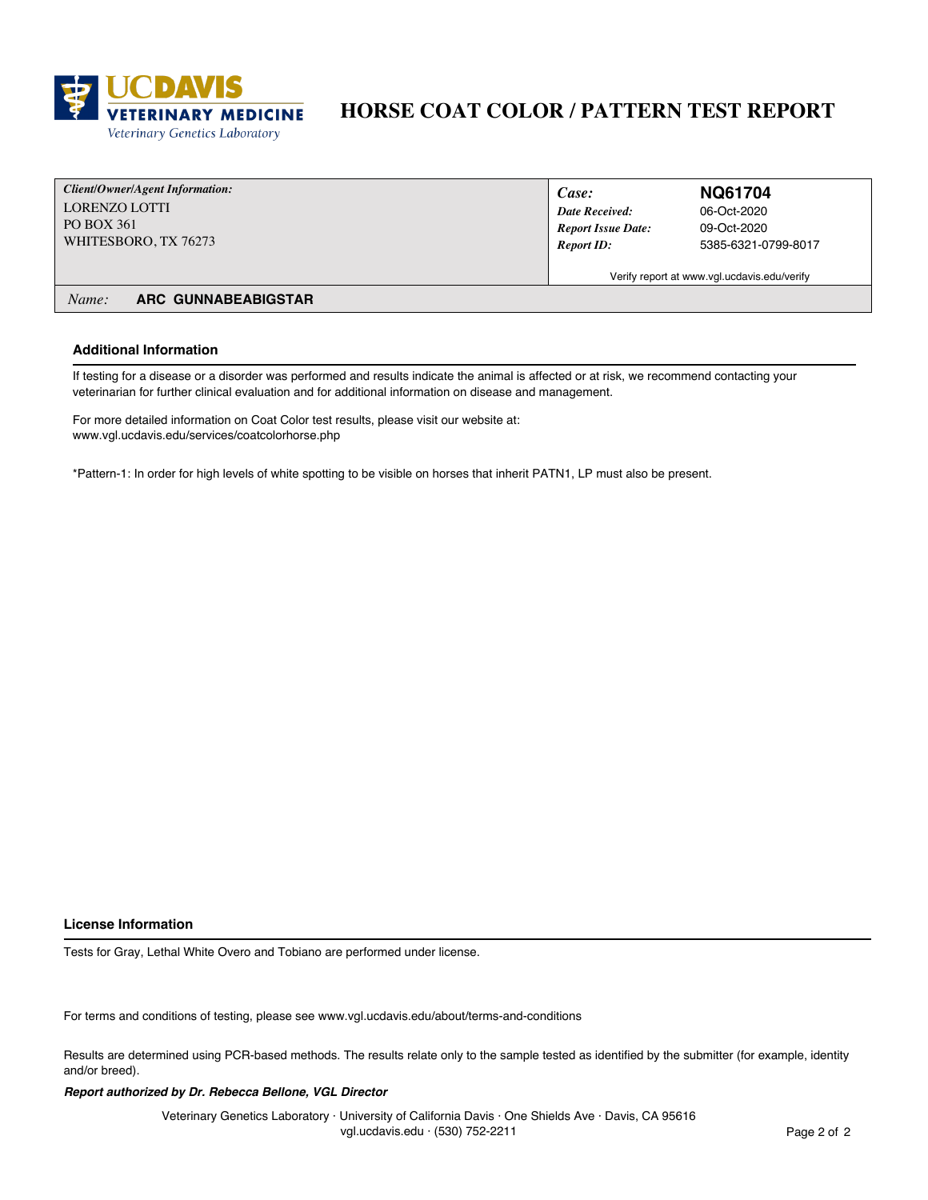# HORSE COAT COLOR / PATTERN TEST REPORT

UC DAVIS VETERINARY MEDICINE
Veterinary Genetics Laboratory

| *Client/Owner/Agent Information:* | |
|---|---|
| LORENZO LOTTI<br>PO BOX 361<br>WHITESBORO, TX 76273 | ***Case:*** **NQ61704**<br>***Date Received:*** 06-Oct-2020<br>***Report Issue Date:*** 09-Oct-2020<br>***Report ID:*** 5385-6321-0799-8017<br>Verify report at www.vgl.ucdavis.edu/verify |

*Name:* **ARC GUNNABEABIGSTAR**

## Additional Information

If testing for a disease or a disorder was performed and results indicate the animal is affected or at risk, we recommend contacting your veterinarian for further clinical evaluation and for additional information on disease and management.

For more detailed information on Coat Color test results, please visit our website at:
www.vgl.ucdavis.edu/services/coatcolorhorse.php

*Pattern-1: In order for high levels of white spotting to be visible on horses that inherit PATN1, LP must also be present.

## License Information

Tests for Gray, Lethal White Overo and Tobiano are performed under license.

For terms and conditions of testing, please see www.vgl.ucdavis.edu/about/terms-and-conditions

Results are determined using PCR-based methods. The results relate only to the sample tested as identified by the submitter (for example, identity and/or breed).

***Report authorized by Dr. Rebecca Bellone, VGL Director***

Veterinary Genetics Laboratory · University of California Davis · One Shields Ave · Davis, CA 95616
vgl.ucdavis.edu · (530) 752-2211